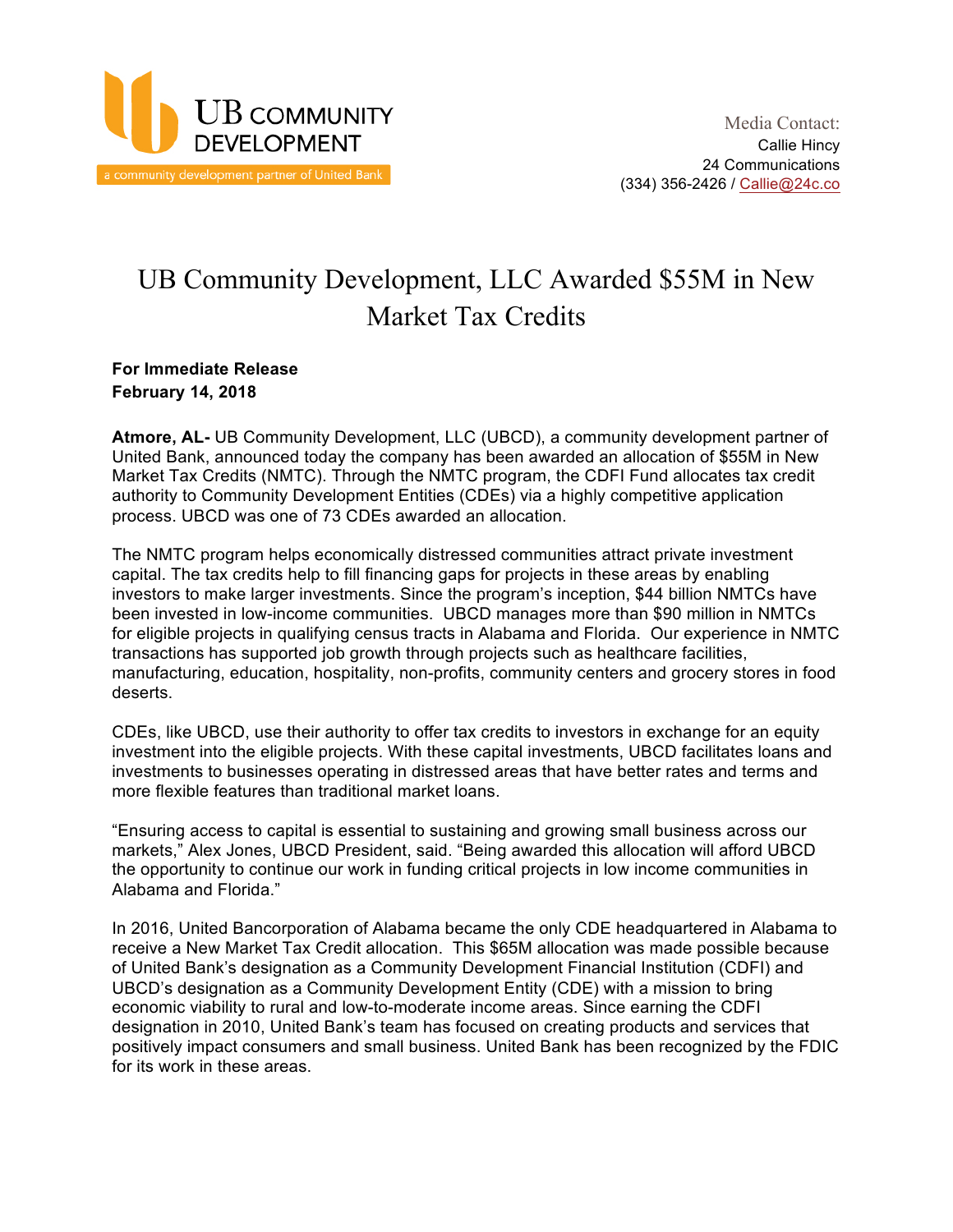UB COMMUNITY DEVELOPMENT

a community development partner of United Bank

Media Contact:
Callie Hincy
24 Communications
(334) 356-2426 / Callie@24c.co

# UB Community Development, LLC Awarded $55M in New Market Tax Credits

**For Immediate Release**
**February 14, 2018**

**Atmore, AL-** UB Community Development, LLC (UBCD), a community development partner of United Bank, announced today the company has been awarded an allocation of $55M in New Market Tax Credits (NMTC). Through the NMTC program, the CDFI Fund allocates tax credit authority to Community Development Entities (CDEs) via a highly competitive application process. UBCD was one of 73 CDEs awarded an allocation.

The NMTC program helps economically distressed communities attract private investment capital. The tax credits help to fill financing gaps for projects in these areas by enabling investors to make larger investments. Since the program's inception, $44 billion NMTCs have been invested in low-income communities. UBCD manages more than $90 million in NMTCs for eligible projects in qualifying census tracts in Alabama and Florida. Our experience in NMTC transactions has supported job growth through projects such as healthcare facilities, manufacturing, education, hospitality, non-profits, community centers and grocery stores in food deserts.

CDEs, like UBCD, use their authority to offer tax credits to investors in exchange for an equity investment into the eligible projects. With these capital investments, UBCD facilitates loans and investments to businesses operating in distressed areas that have better rates and terms and more flexible features than traditional market loans.

"Ensuring access to capital is essential to sustaining and growing small business across our markets," Alex Jones, UBCD President, said. "Being awarded this allocation will afford UBCD the opportunity to continue our work in funding critical projects in low income communities in Alabama and Florida."

In 2016, United Bancorporation of Alabama became the only CDE headquartered in Alabama to receive a New Market Tax Credit allocation. This $65M allocation was made possible because of United Bank's designation as a Community Development Financial Institution (CDFI) and UBCD's designation as a Community Development Entity (CDE) with a mission to bring economic viability to rural and low-to-moderate income areas. Since earning the CDFI designation in 2010, United Bank's team has focused on creating products and services that positively impact consumers and small business. United Bank has been recognized by the FDIC for its work in these areas.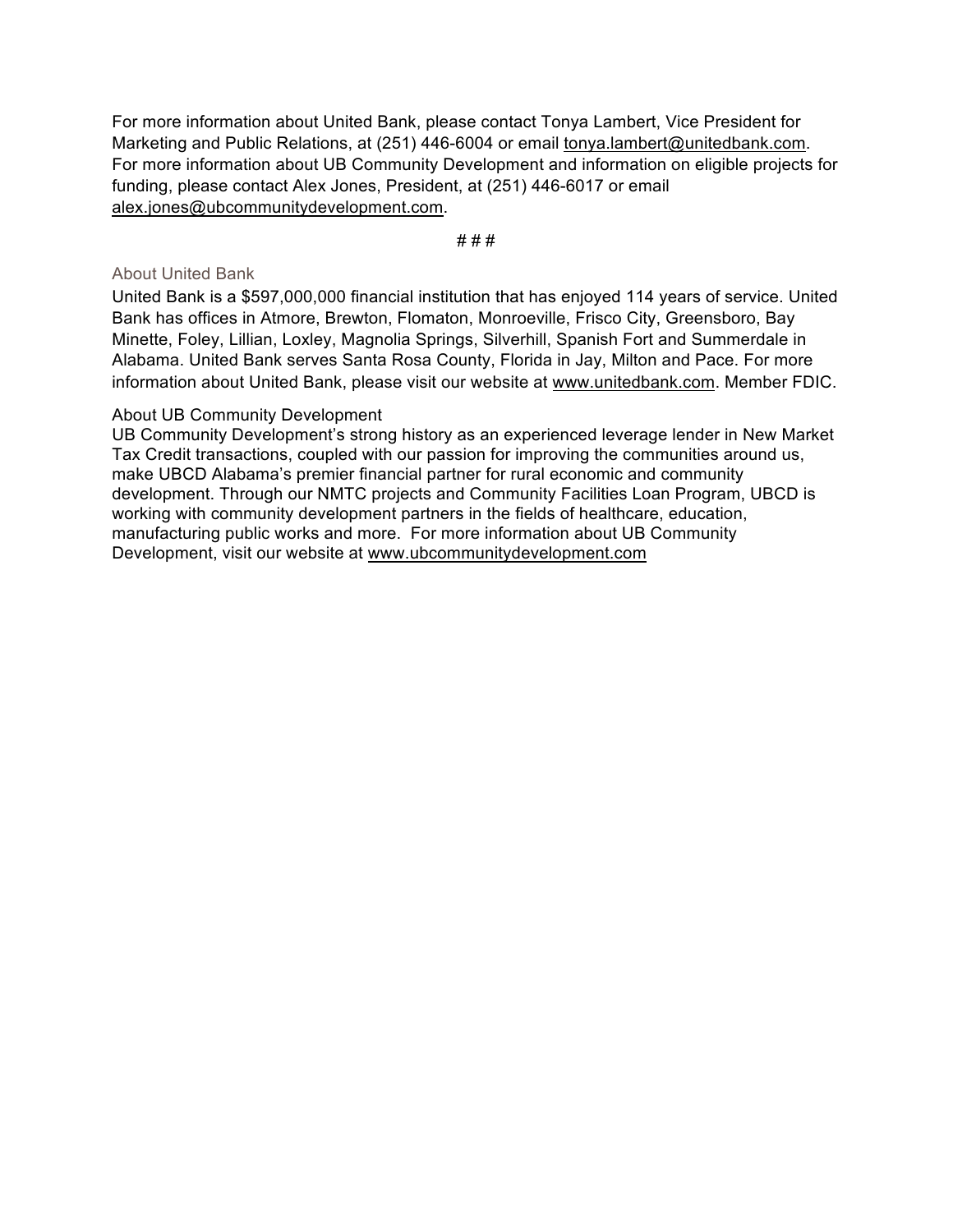For more information about United Bank, please contact Tonya Lambert, Vice President for Marketing and Public Relations, at (251) 446-6004 or email tonya.lambert@unitedbank.com. For more information about UB Community Development and information on eligible projects for funding, please contact Alex Jones, President, at (251) 446-6017 or email alex.jones@ubcommunitydevelopment.com.

# # #

### About United Bank

United Bank is a $597,000,000 financial institution that has enjoyed 114 years of service. United Bank has offices in Atmore, Brewton, Flomaton, Monroeville, Frisco City, Greensboro, Bay Minette, Foley, Lillian, Loxley, Magnolia Springs, Silverhill, Spanish Fort and Summerdale in Alabama. United Bank serves Santa Rosa County, Florida in Jay, Milton and Pace. For more information about United Bank, please visit our website at www.unitedbank.com. Member FDIC.

### About UB Community Development

UB Community Development's strong history as an experienced leverage lender in New Market Tax Credit transactions, coupled with our passion for improving the communities around us, make UBCD Alabama's premier financial partner for rural economic and community development. Through our NMTC projects and Community Facilities Loan Program, UBCD is working with community development partners in the fields of healthcare, education, manufacturing public works and more. For more information about UB Community Development, visit our website at www.ubcommunitydevelopment.com